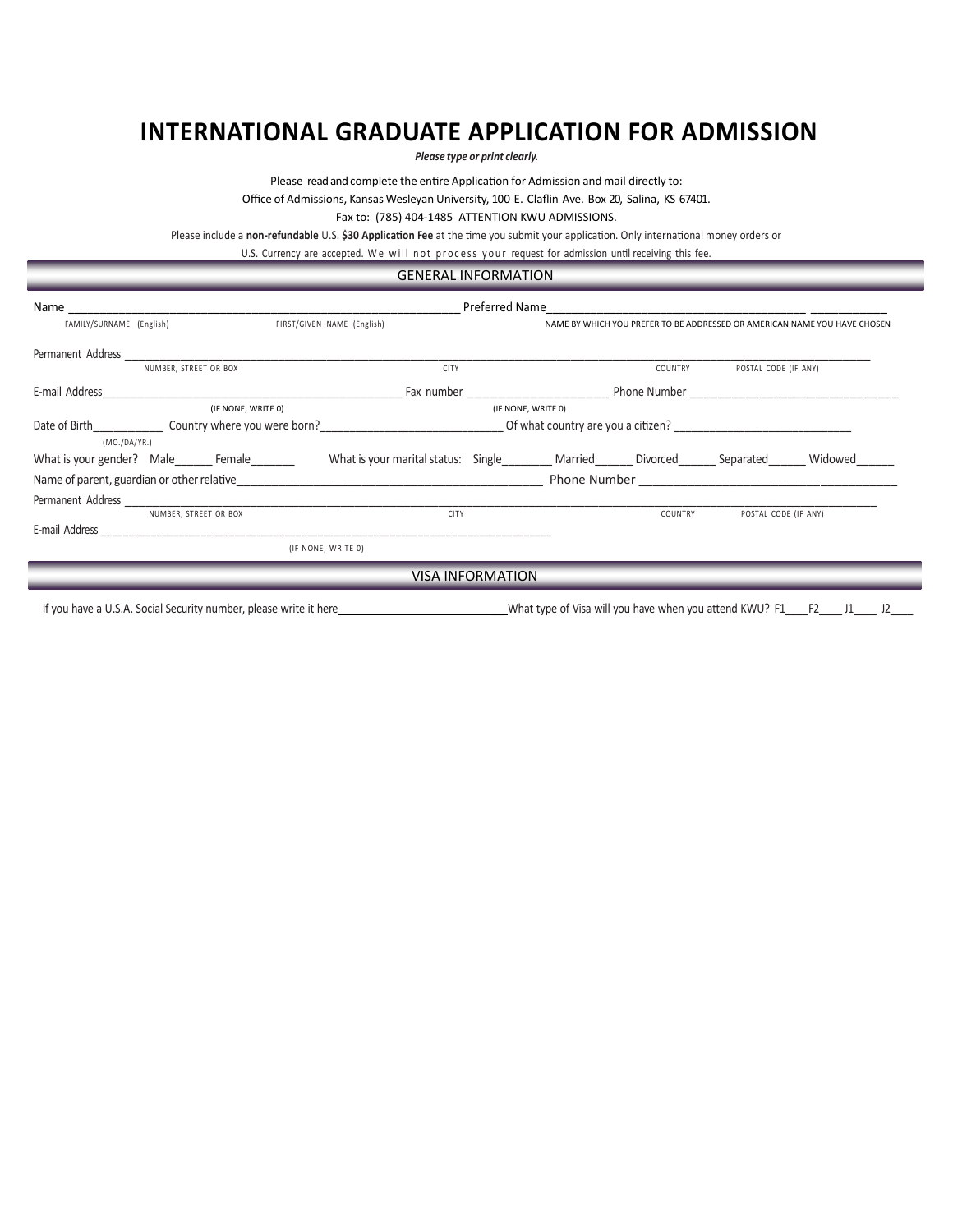# INTERNATIONAL GRADUATE APPLICATION FOR ADMISSION

***Please type or print clearly.***

Please read and complete the entire Application for Admission and mail directly to:

Office of Admissions, Kansas Wesleyan University, 100 E. Claflin Ave. Box 20, Salina, KS 67401.

Fax to: (785) 404-1485 ATTENTION KWU ADMISSIONS.

Please include a **non-refundable** U.S. **$30 Application Fee** at the time you submit your application. Only international money orders or U.S. Currency are accepted. We will not process your request for admission until receiving this fee.

## GENERAL INFORMATION

Name ____________________________________________________________ Preferred Name________________________________________ ____________

FAMILY/SURNAME (English) FIRST/GIVEN NAME (English) NAME BY WHICH YOU PREFER TO BE ADDRESSED OR AMERICAN NAME YOU HAVE CHOSEN

Permanent Address ____________________________________________________________________________________________________________

NUMBER, STREET OR BOX CITY COUNTRY POSTAL CODE (IF ANY)

E-mail Address_______________________________________________ Fax number ______________________ Phone Number _________________________________

(IF NONE, WRITE 0) (IF NONE, WRITE 0)

Date of Birth___________ Country where you were born?____________________________ Of what country are you a citizen? ____________________________

(MO./DA/YR.)

What is your gender? Male______ Female_______ What is your marital status: Single________ Married______ Divorced______ Separated______ Widowed______

Name of parent, guardian or other relative_______________________________________________ Phone Number ______________________________________

Permanent Address ____________________________________________________________________________________________________________

NUMBER, STREET OR BOX CITY COUNTRY POSTAL CODE (IF ANY)

E-mail Address _________________________________________________________________________

(IF NONE, WRITE 0)

## VISA INFORMATION

If you have a U.S.A. Social Security number, please write it here___________________________What type of Visa will you have when you attend KWU? F1____F2____ J1____ J2____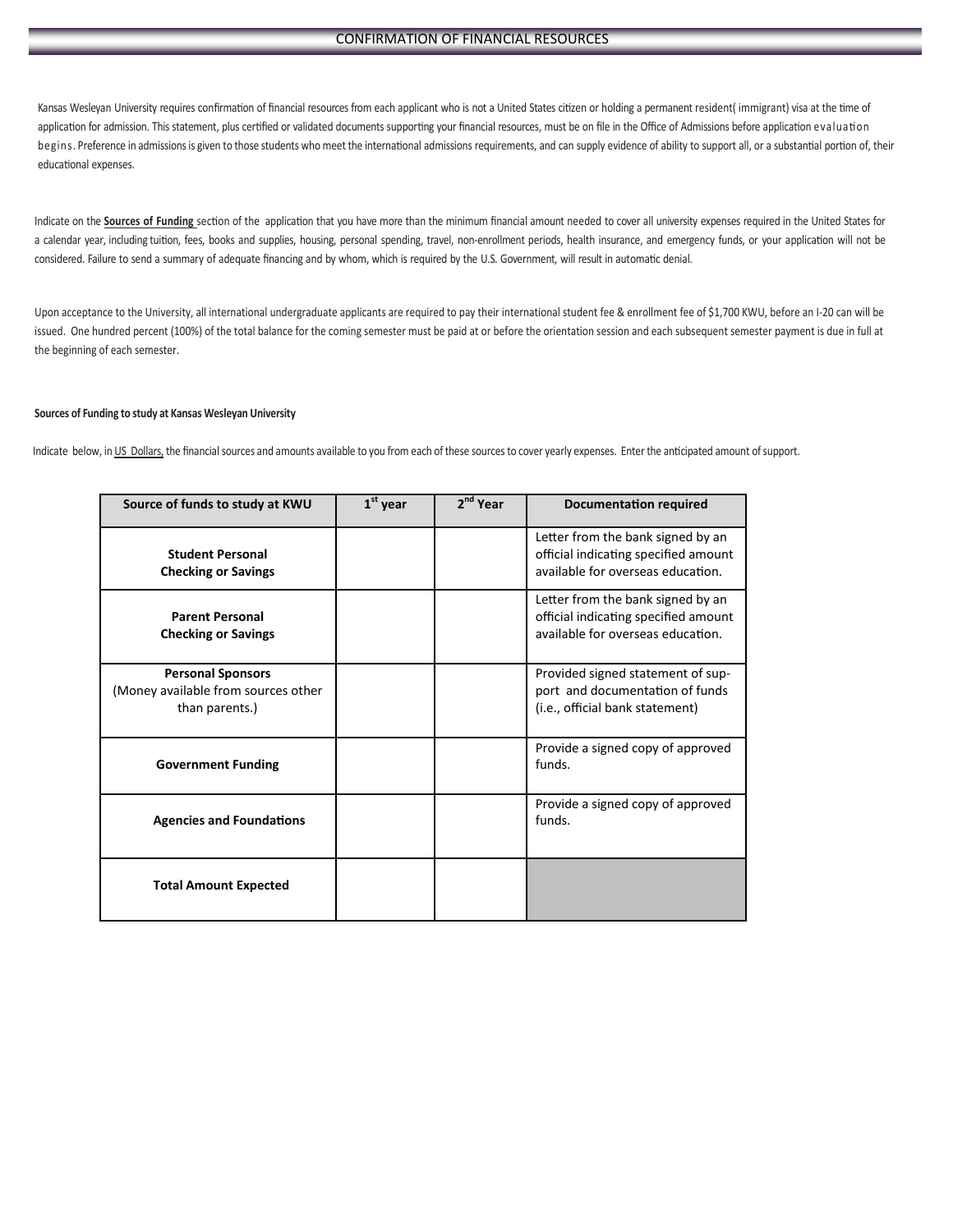# CONFIRMATION OF FINANCIAL RESOURCES

Kansas Wesleyan University requires confirmation of financial resources from each applicant who is not a United States citizen or holding a permanent resident( immigrant) visa at the time of application for admission. This statement, plus certified or validated documents supporting your financial resources, must be on file in the Office of Admissions before application evaluation begins. Preference in admissions is given to those students who meet the international admissions requirements, and can supply evidence of ability to support all, or a substantial portion of, their educational expenses.

Indicate on the **Sources of Funding** section of the application that you have more than the minimum financial amount needed to cover all university expenses required in the United States for a calendar year, including tuition, fees, books and supplies, housing, personal spending, travel, non-enrollment periods, health insurance, and emergency funds, or your application will not be considered. Failure to send a summary of adequate financing and by whom, which is required by the U.S. Government, will result in automatic denial.

Upon acceptance to the University, all international undergraduate applicants are required to pay their international student fee & enrollment fee of $1,700 KWU, before an I-20 can will be issued. One hundred percent (100%) of the total balance for the coming semester must be paid at or before the orientation session and each subsequent semester payment is due in full at the beginning of each semester.

**Sources of Funding to study at Kansas Wesleyan University**

Indicate below, in US Dollars, the financial sources and amounts available to you from each of these sources to cover yearly expenses. Enter the anticipated amount of support.

| Source of funds to study at KWU | 1st year | 2nd Year | Documentation required |
|---|---|---|---|
| **Student Personal Checking or Savings** | | | Letter from the bank signed by an official indicating specified amount available for overseas education. |
| **Parent Personal Checking or Savings** | | | Letter from the bank signed by an official indicating specified amount available for overseas education. |
| **Personal Sponsors** (Money available from sources other than parents.) | | | Provided signed statement of support and documentation of funds (i.e., official bank statement) |
| **Government Funding** | | | Provide a signed copy of approved funds. |
| **Agencies and Foundations** | | | Provide a signed copy of approved funds. |
| **Total Amount Expected** | | | |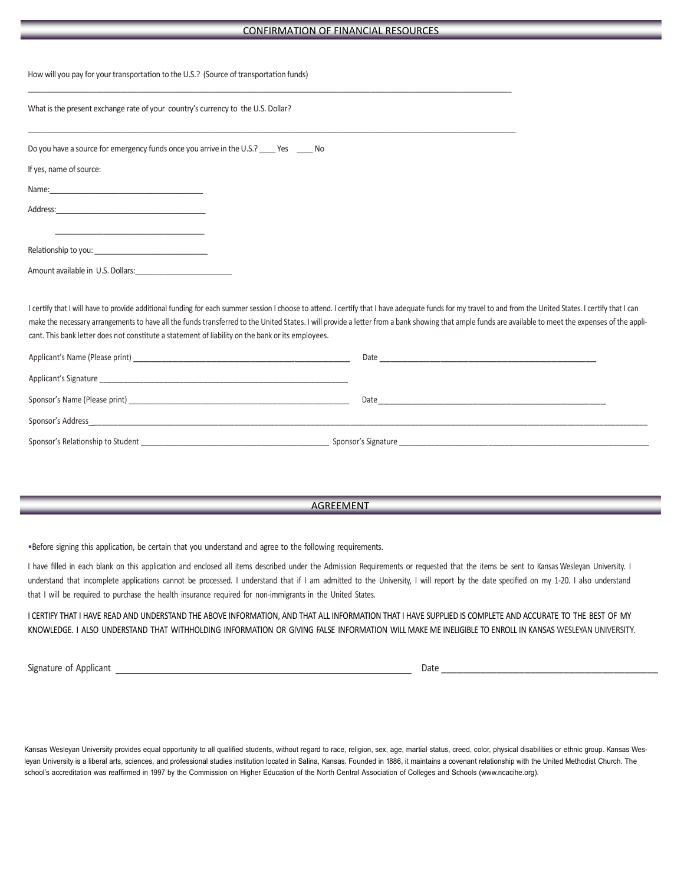## CONFIRMATION OF FINANCIAL RESOURCES

How will you pay for your transportation to the U.S.? (Source of transportation funds)

________________________________________________________________________________________________________

What is the present exchange rate of your country's currency to the U.S. Dollar?

________________________________________________________________________________________________________

Do you have a source for emergency funds once you arrive in the U.S.? ____ Yes ____ No

If yes, name of source:

Name:___________________________________

Address:___________________________________

___________________________________

Relationship to you: ___________________________

Amount available in U.S. Dollars:______________________

I certify that I will have to provide additional funding for each summer session I choose to attend. I certify that I have adequate funds for my travel to and from the United States. I certify that I can make the necessary arrangements to have all the funds transferred to the United States. I will provide a letter from a bank showing that ample funds are available to meet the expenses of the applicant. This bank letter does not constitute a statement of liability on the bank or its employees.

Applicant's Name (Please print) ____________________________________________________ Date ____________________________________________________

Applicant's Signature ____________________________________________________________

Sponsor's Name (Please print) _____________________________________________________ Date ______________________________________________________

Sponsor's Address_________________________________________________________________________________________________________________________

Sponsor's Relationship to Student ___________________________________________ Sponsor's Signature ____________________________________________________________

## AGREEMENT

- Before signing this application, be certain that you understand and agree to the following requirements.

I have filled in each blank on this application and enclosed all items described under the Admission Requirements or requested that the items be sent to Kansas Wesleyan University. I understand that incomplete applications cannot be processed. I understand that if I am admitted to the University, I will report by the date specified on my 1-20. I also understand that I will be required to purchase the health insurance required for non-immigrants in the United States.

I CERTIFY THAT I HAVE READ AND UNDERSTAND THE ABOVE INFORMATION, AND THAT ALL INFORMATION THAT I HAVE SUPPLIED IS COMPLETE AND ACCURATE TO THE BEST OF MY KNOWLEDGE. I ALSO UNDERSTAND THAT WITHHOLDING INFORMATION OR GIVING FALSE INFORMATION WILL MAKE ME INELIGIBLE TO ENROLL IN KANSAS WESLEYAN UNIVERSITY.

Signature of Applicant ____________________________________________________________ Date ______________________________________________

Kansas Wesleyan University provides equal opportunity to all qualified students, without regard to race, religion, sex, age, martial status, creed, color, physical disabilities or ethnic group. Kansas Wesleyan University is a liberal arts, sciences, and professional studies institution located in Salina, Kansas. Founded in 1886, it maintains a covenant relationship with the United Methodist Church. The school's accreditation was reaffirmed in 1997 by the Commission on Higher Education of the North Central Association of Colleges and Schools (www.ncacihe.org).